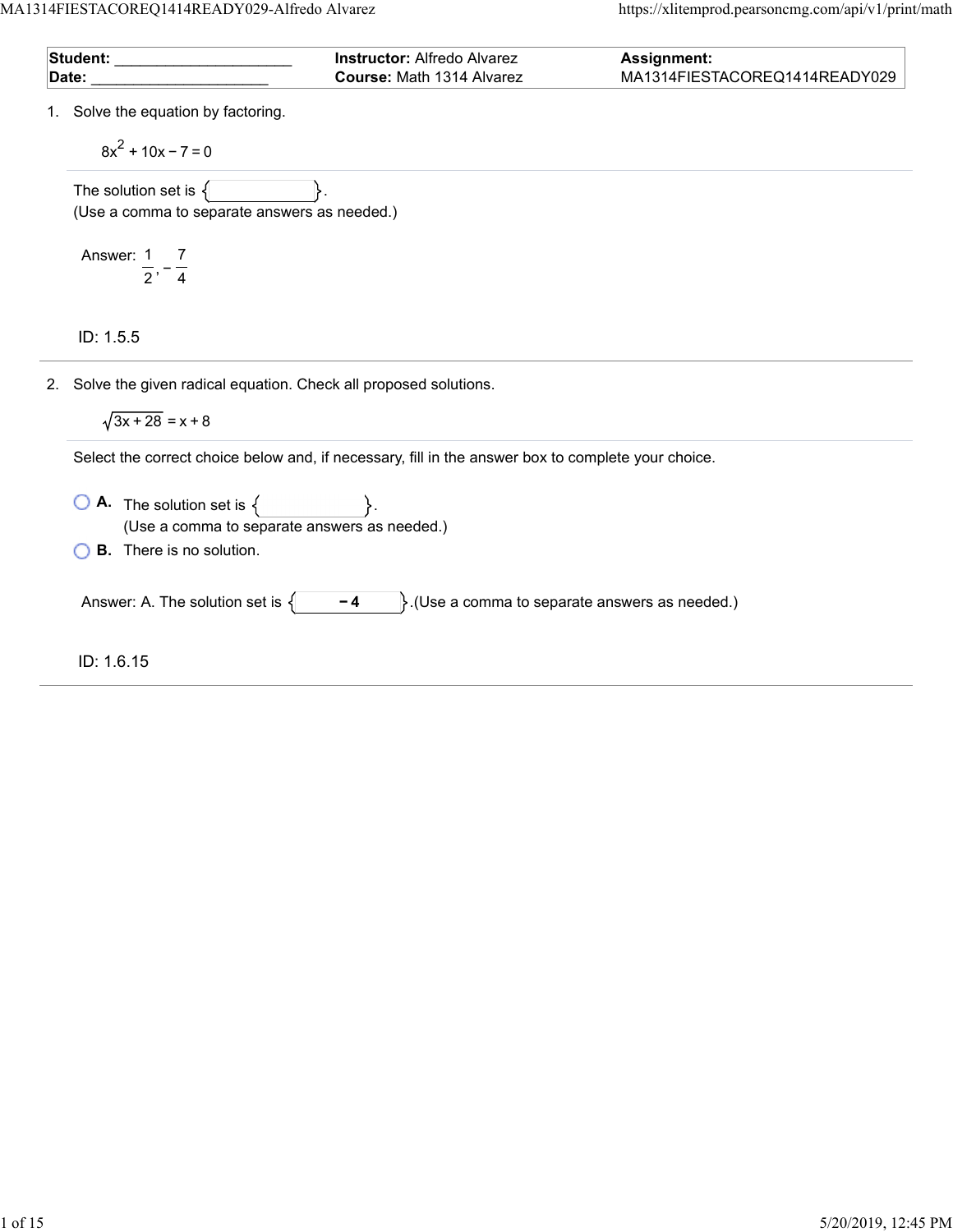| **Student:** ____________________ | **Instructor:** Alfredo Alvarez | **Assignment:** |
| --- | --- | --- |
| **Date:** ____________________ | **Course:** Math 1314 Alvarez | MA1314FIESTACOREQ1414READY029 |

1. Solve the equation by factoring.

   $$8x^2 + 10x - 7 = 0$$

   The solution set is $\{\quad\}$.
   (Use a comma to separate answers as needed.)

   Answer: $\frac{1}{2}, -\frac{7}{4}$

   ID: 1.5.5

2. Solve the given radical equation. Check all proposed solutions.

   $$\sqrt{3x + 28} = x + 8$$

   Select the correct choice below and, if necessary, fill in the answer box to complete your choice.

   - **A.** The solution set is $\{\quad\}$.
     (Use a comma to separate answers as needed.)
   - **B.** There is no solution.

   Answer: A. The solution set is $\{-4\}$.(Use a comma to separate answers as needed.)

   ID: 1.6.15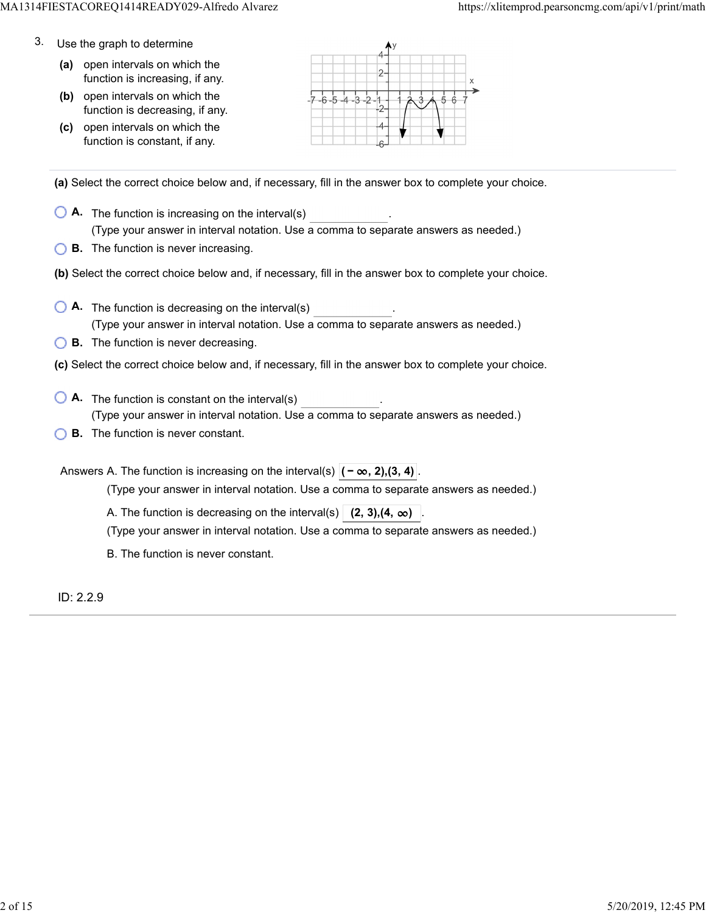3. Use the graph to determine

**(a)** open intervals on which the function is increasing, if any.

**(b)** open intervals on which the function is decreasing, if any.

**(c)** open intervals on which the function is constant, if any.

**(a)** Select the correct choice below and, if necessary, fill in the answer box to complete your choice.

- **A.** The function is increasing on the interval(s) ________.
  (Type your answer in interval notation. Use a comma to separate answers as needed.)
- **B.** The function is never increasing.

**(b)** Select the correct choice below and, if necessary, fill in the answer box to complete your choice.

- **A.** The function is decreasing on the interval(s) ________.
  (Type your answer in interval notation. Use a comma to separate answers as needed.)
- **B.** The function is never decreasing.

**(c)** Select the correct choice below and, if necessary, fill in the answer box to complete your choice.

- **A.** The function is constant on the interval(s) ________.
  (Type your answer in interval notation. Use a comma to separate answers as needed.)
- **B.** The function is never constant.

Answers A. The function is increasing on the interval(s) **$(-\infty, 2),(3, 4)$**.
(Type your answer in interval notation. Use a comma to separate answers as needed.)

A. The function is decreasing on the interval(s) **$(2, 3),(4, \infty)$**.
(Type your answer in interval notation. Use a comma to separate answers as needed.)

B. The function is never constant.

ID: 2.2.9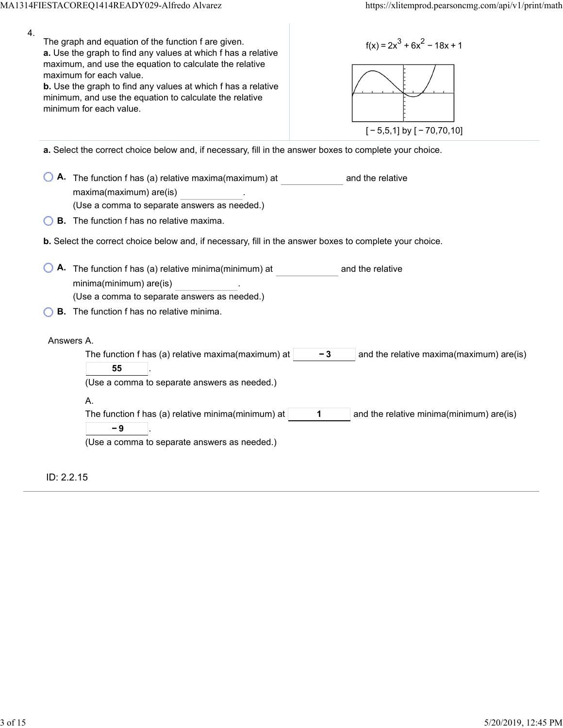4.

The graph and equation of the function f are given.

**a.** Use the graph to find any values at which f has a relative maximum, and use the equation to calculate the relative maximum for each value.

**b.** Use the graph to find any values at which f has a relative minimum, and use the equation to calculate the relative minimum for each value.

$f(x) = 2x^3 + 6x^2 - 18x + 1$

$[-5,5,1]$ by $[-70,70,10]$

**a.** Select the correct choice below and, if necessary, fill in the answer boxes to complete your choice.

- **A.** The function f has (a) relative maxima(maximum) at ______ and the relative maxima(maximum) are(is) ______.
  (Use a comma to separate answers as needed.)
- **B.** The function f has no relative maxima.

**b.** Select the correct choice below and, if necessary, fill in the answer boxes to complete your choice.

- **A.** The function f has (a) relative minima(minimum) at ______ and the relative minima(minimum) are(is) ______.
  (Use a comma to separate answers as needed.)
- **B.** The function f has no relative minima.

Answers A.

The function f has (a) relative maxima(maximum) at **−3** and the relative maxima(maximum) are(is) **55**.
(Use a comma to separate answers as needed.)

A.

The function f has (a) relative minima(minimum) at **1** and the relative minima(minimum) are(is) **−9**.
(Use a comma to separate answers as needed.)

ID: 2.2.15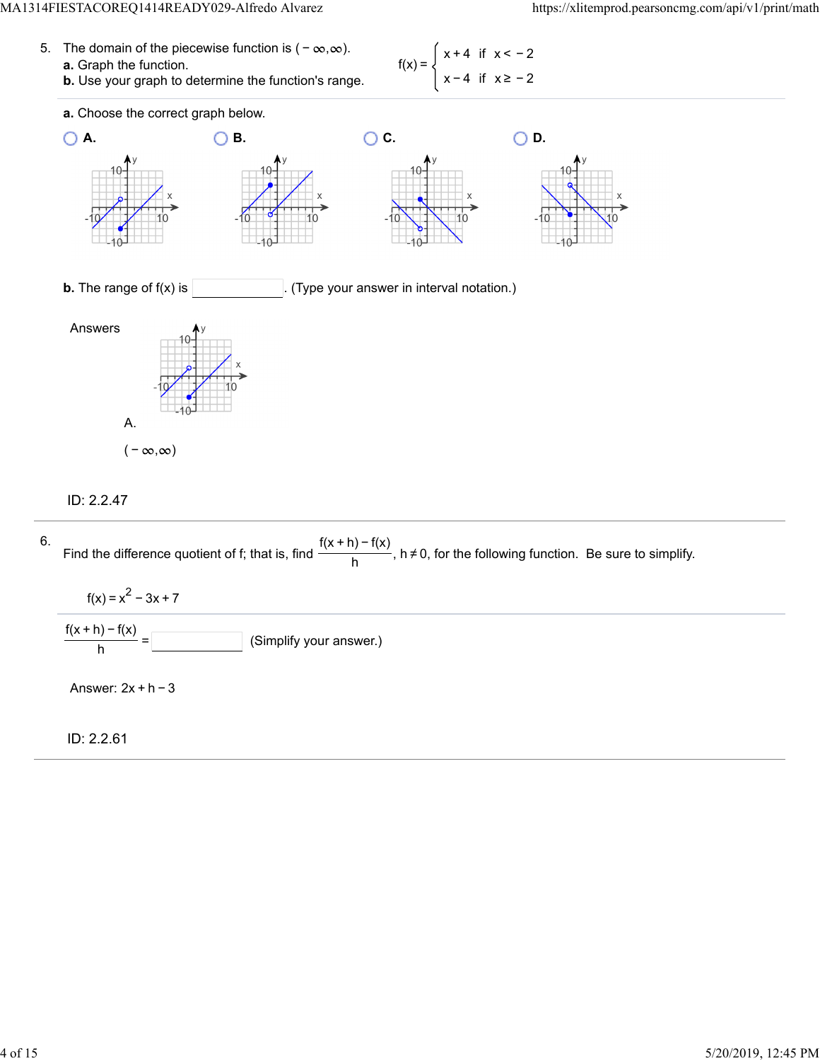5. The domain of the piecewise function is $(-\infty,\infty)$.

**a.** Graph the function.

**b.** Use your graph to determine the function's range.

$$f(x) = \begin{cases} x+4 & \text{if } x < -2 \\ x-4 & \text{if } x \geq -2 \end{cases}$$

**a.** Choose the correct graph below.

- A.
- B.
- C.
- D.

**b.** The range of f(x) is ______. (Type your answer in interval notation.)

Answers

A.

$(-\infty,\infty)$

ID: 2.2.47

---

6. Find the difference quotient of f; that is, find $\frac{f(x+h)-f(x)}{h}$, $h \neq 0$, for the following function. Be sure to simplify.

$$f(x) = x^2 - 3x + 7$$

$\frac{f(x+h)-f(x)}{h} =$ ______ (Simplify your answer.)

Answer: $2x + h - 3$

ID: 2.2.61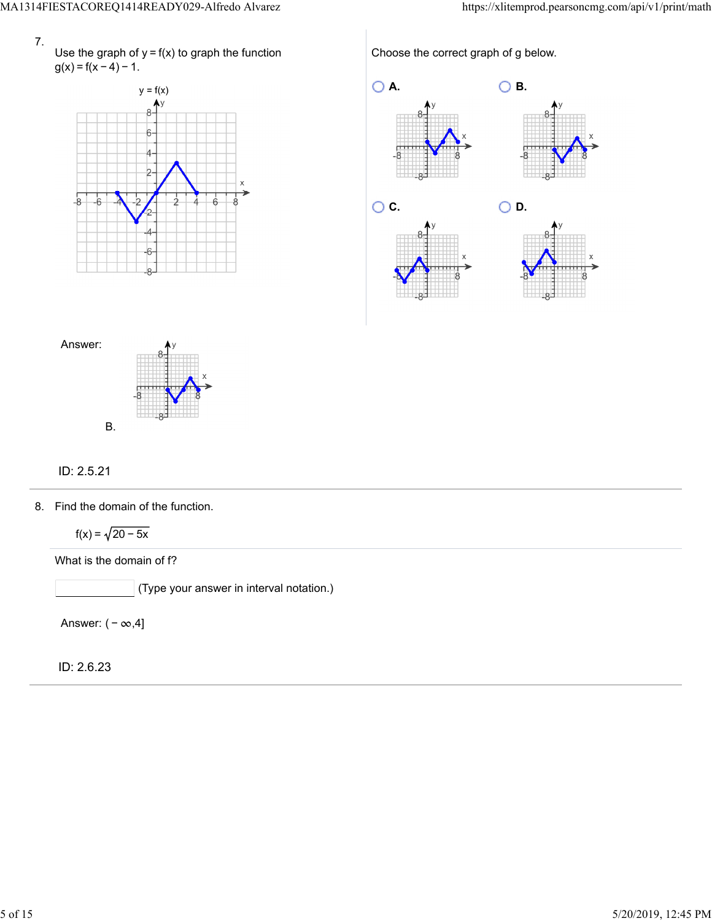7. Use the graph of $y = f(x)$ to graph the function $g(x) = f(x - 4) - 1$.

$y = f(x)$

Choose the correct graph of g below.

- A.
- B.
- C.
- D.

Answer: B.

ID: 2.5.21

---

8. Find the domain of the function.

$$f(x) = \sqrt{20 - 5x}$$

What is the domain of f?

(Type your answer in interval notation.)

Answer: $(-\infty, 4]$

ID: 2.6.23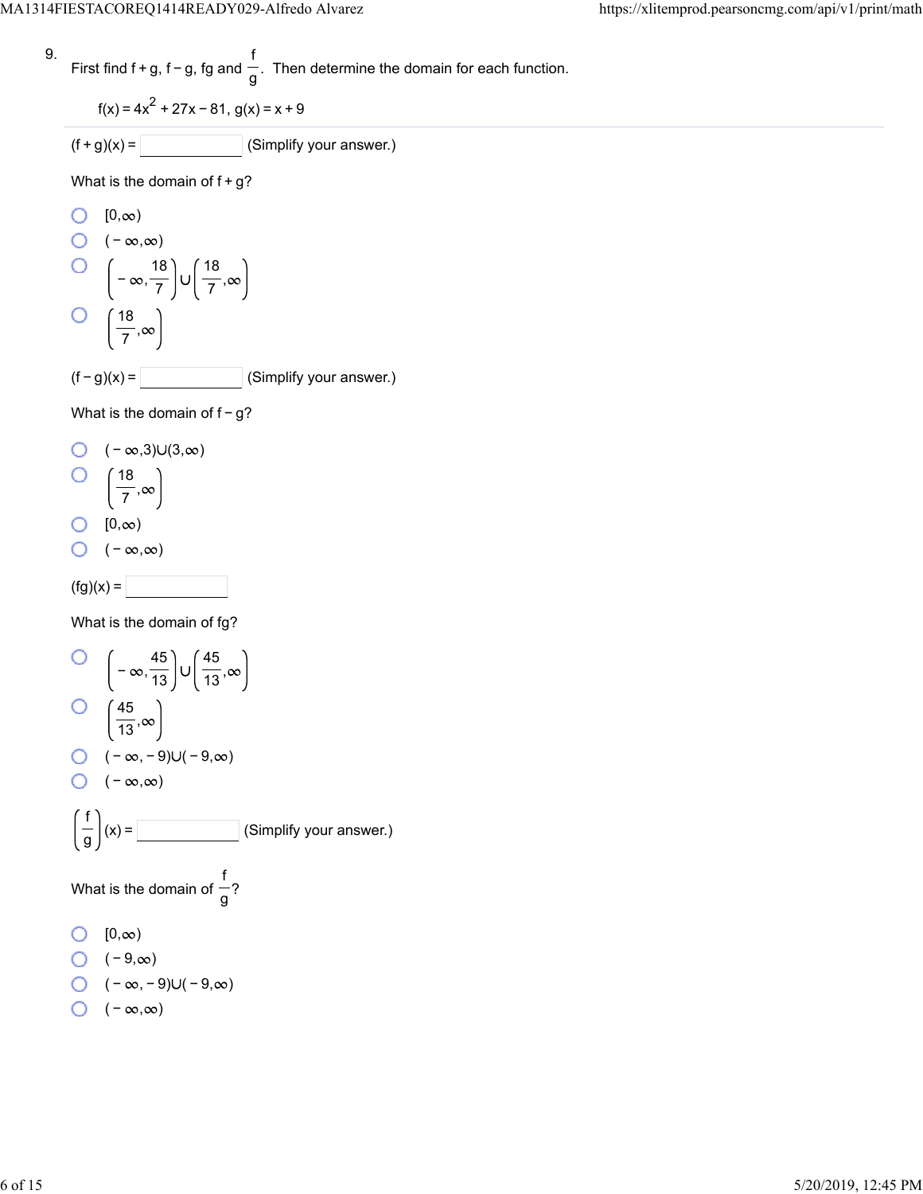9. First find f + g, f − g, fg and $\frac{f}{g}$. Then determine the domain for each function.

$f(x) = 4x^2 + 27x - 81$, $g(x) = x + 9$

$(f+g)(x) =$ ______ (Simplify your answer.)

What is the domain of f + g?

- $[0,\infty)$
- $(-\infty,\infty)$
- $\left(-\infty,\frac{18}{7}\right)\cup\left(\frac{18}{7},\infty\right)$
- $\left(\frac{18}{7},\infty\right)$

$(f-g)(x) =$ ______ (Simplify your answer.)

What is the domain of f − g?

- $(-\infty,3)\cup(3,\infty)$
- $\left(\frac{18}{7},\infty\right)$
- $[0,\infty)$
- $(-\infty,\infty)$

$(fg)(x) =$ ______

What is the domain of fg?

- $\left(-\infty,\frac{45}{13}\right)\cup\left(\frac{45}{13},\infty\right)$
- $\left(\frac{45}{13},\infty\right)$
- $(-\infty,-9)\cup(-9,\infty)$
- $(-\infty,\infty)$

$\left(\frac{f}{g}\right)(x) =$ ______ (Simplify your answer.)

What is the domain of $\frac{f}{g}$?

- $[0,\infty)$
- $(-9,\infty)$
- $(-\infty,-9)\cup(-9,\infty)$
- $(-\infty,\infty)$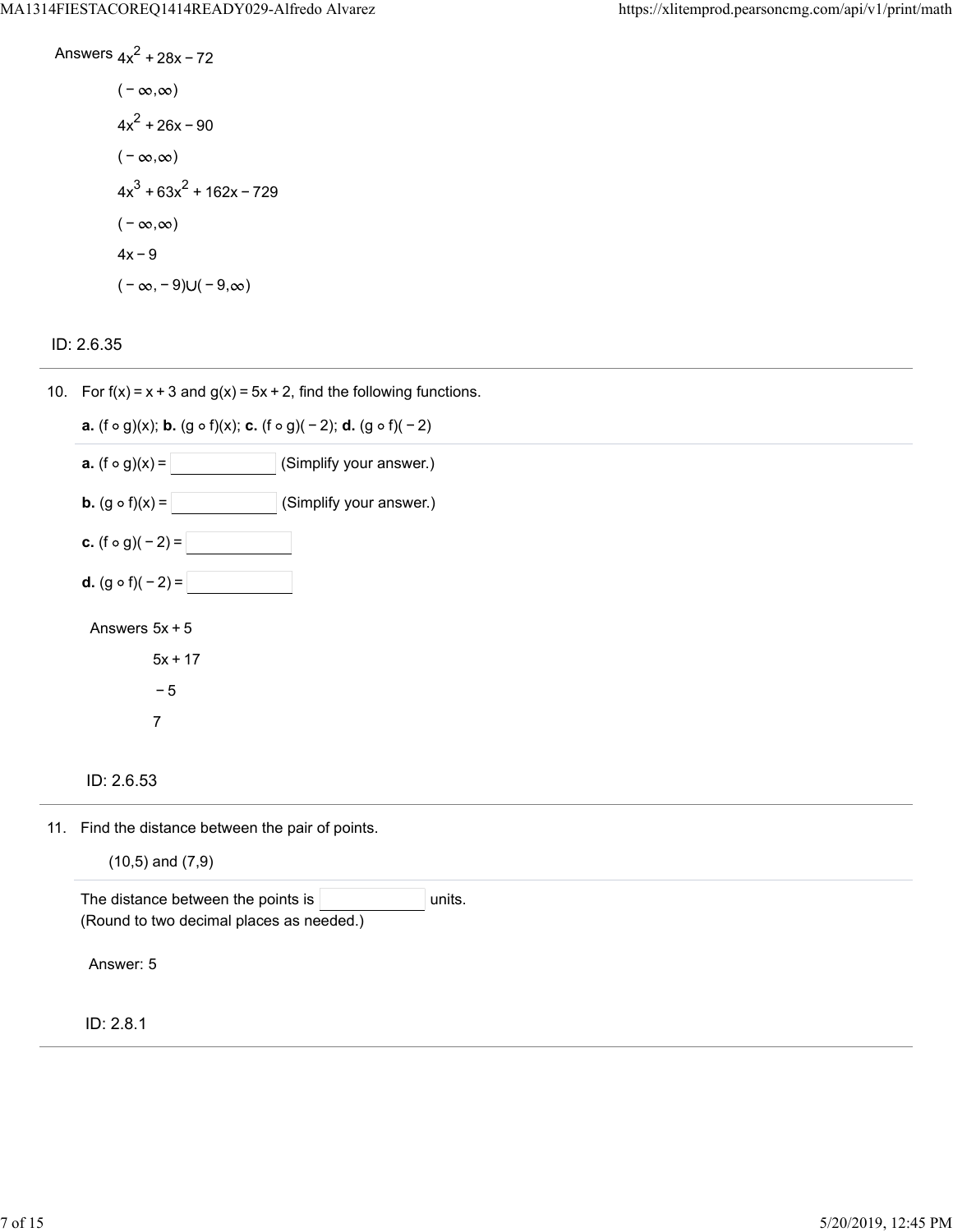Answers $4x^2 + 28x - 72$

$(-\infty, \infty)$

$4x^2 + 26x - 90$

$(-\infty, \infty)$

$4x^3 + 63x^2 + 162x - 729$

$(-\infty, \infty)$

$4x - 9$

$(-\infty, -9) \cup (-9, \infty)$

ID: 2.6.35

---

10. For $f(x) = x + 3$ and $g(x) = 5x + 2$, find the following functions.

    **a.** $(f \circ g)(x)$; **b.** $(g \circ f)(x)$; **c.** $(f \circ g)(-2)$; **d.** $(g \circ f)(-2)$

    **a.** $(f \circ g)(x) =$ ______ (Simplify your answer.)

    **b.** $(g \circ f)(x) =$ ______ (Simplify your answer.)

    **c.** $(f \circ g)(-2) =$ ______

    **d.** $(g \circ f)(-2) =$ ______

    Answers $5x + 5$

    $5x + 17$

    $-5$

    $7$

    ID: 2.6.53

---

11. Find the distance between the pair of points.

    (10,5) and (7,9)

    The distance between the points is ______ units.
    (Round to two decimal places as needed.)

    Answer: 5

    ID: 2.8.1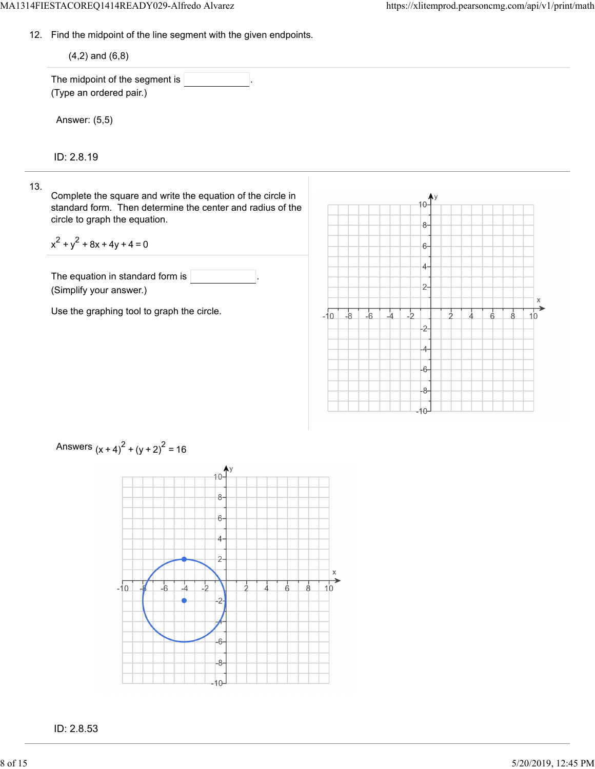12. Find the midpoint of the line segment with the given endpoints.

    (4,2) and (6,8)

The midpoint of the segment is ______.
(Type an ordered pair.)

Answer: (5,5)

ID: 2.8.19

---

13. Complete the square and write the equation of the circle in standard form. Then determine the center and radius of the circle to graph the equation.

$$x^2 + y^2 + 8x + 4y + 4 = 0$$

The equation in standard form is ______.
(Simplify your answer.)

Use the graphing tool to graph the circle.

Answers $(x + 4)^2 + (y + 2)^2 = 16$

ID: 2.8.53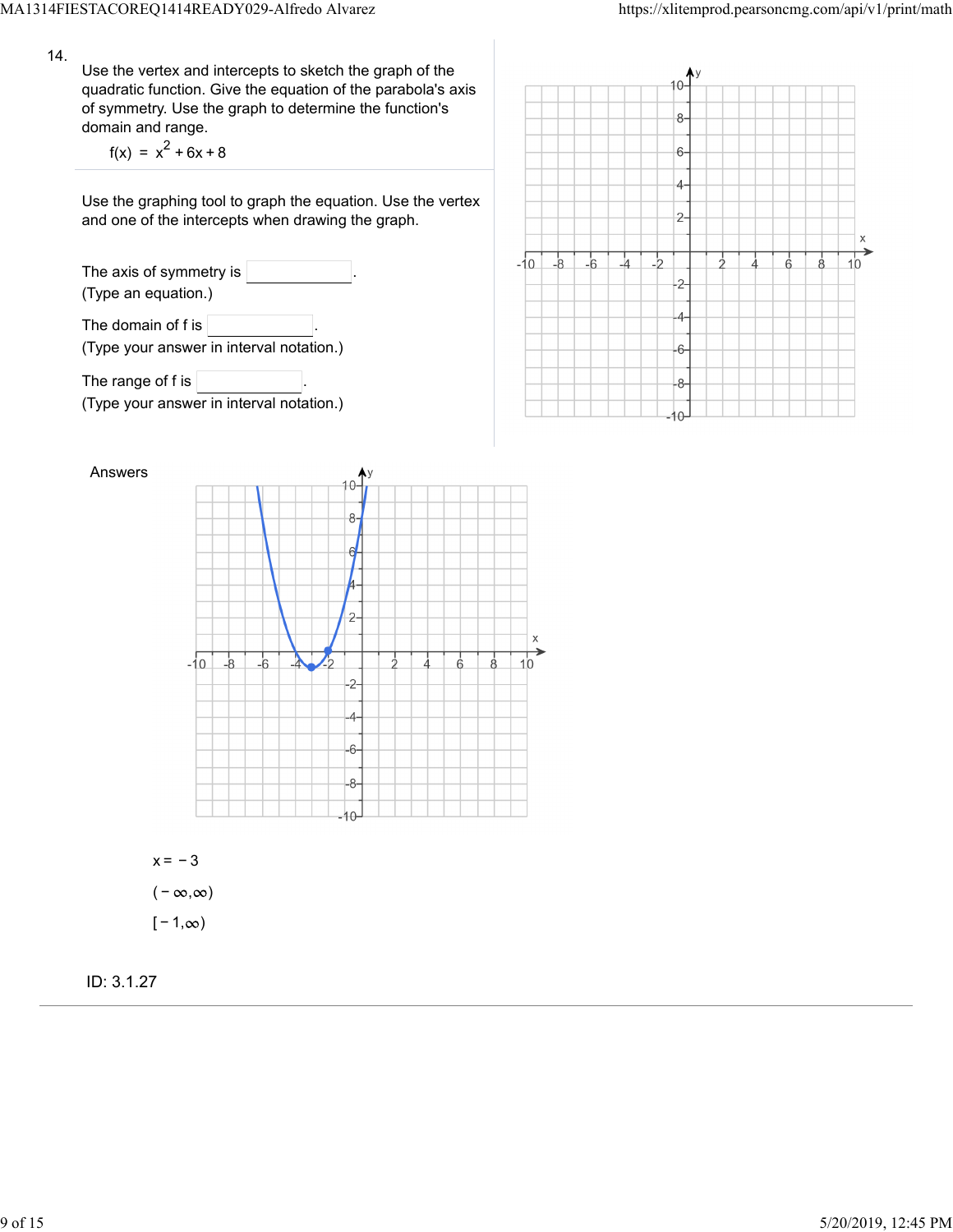14.

Use the vertex and intercepts to sketch the graph of the quadratic function. Give the equation of the parabola's axis of symmetry. Use the graph to determine the function's domain and range.

$$f(x) = x^2 + 6x + 8$$

Use the graphing tool to graph the equation. Use the vertex and one of the intercepts when drawing the graph.

The axis of symmetry is \_\_\_\_\_\_\_\_.
(Type an equation.)

The domain of f is \_\_\_\_\_\_\_\_.
(Type your answer in interval notation.)

The range of f is \_\_\_\_\_\_\_\_.
(Type your answer in interval notation.)

Answers

$x = -3$

$(-\infty, \infty)$

$[-1, \infty)$

ID: 3.1.27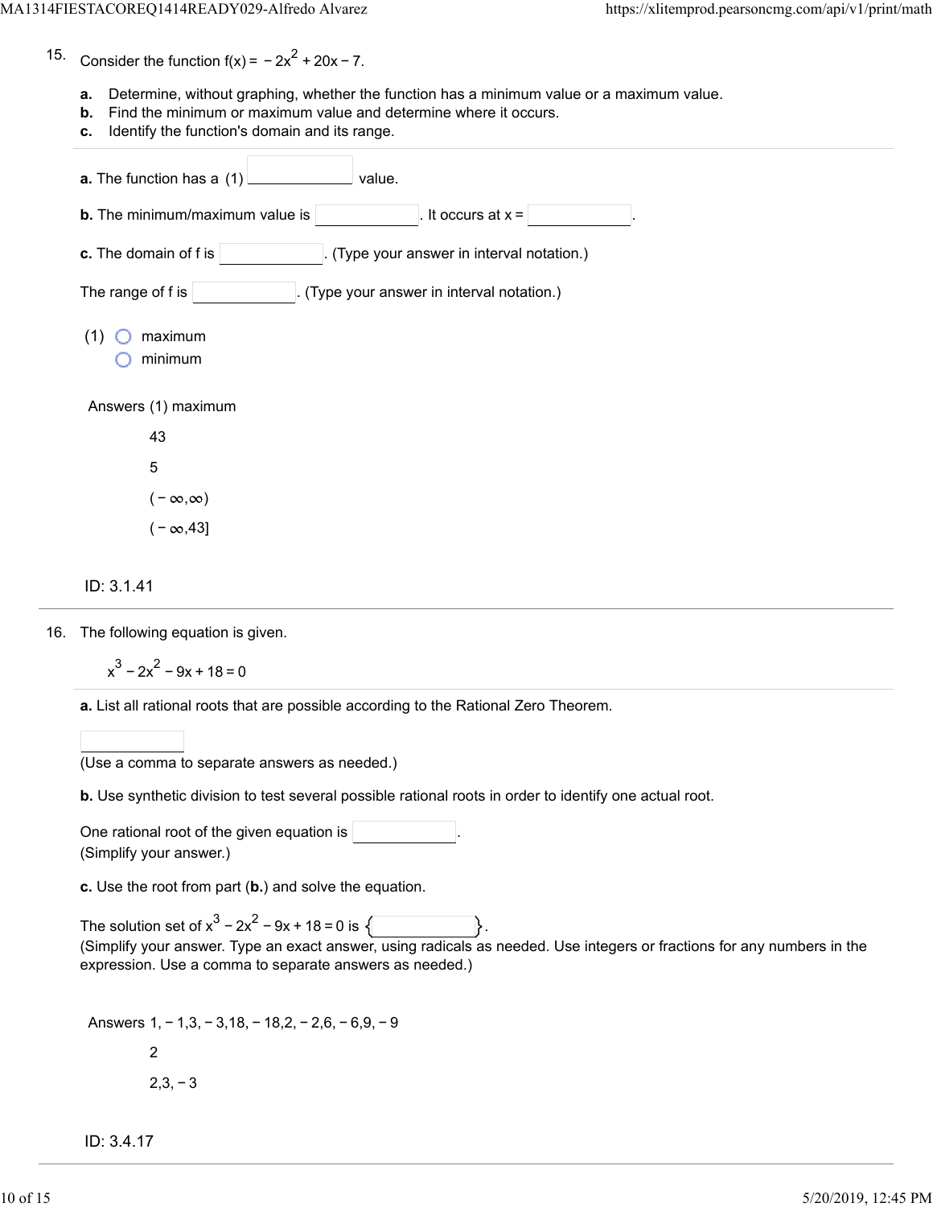15. Consider the function $f(x) = -2x^2 + 20x - 7$.

**a.** Determine, without graphing, whether the function has a minimum value or a maximum value.
**b.** Find the minimum or maximum value and determine where it occurs.
**c.** Identify the function's domain and its range.

---

**a.** The function has a (1) \_\_\_\_\_\_\_\_\_\_ value.

**b.** The minimum/maximum value is \_\_\_\_\_\_\_\_\_\_. It occurs at x = \_\_\_\_\_\_\_\_\_\_.

**c.** The domain of f is \_\_\_\_\_\_\_\_\_\_. (Type your answer in interval notation.)

The range of f is \_\_\_\_\_\_\_\_\_\_. (Type your answer in interval notation.)

(1) ○ maximum
  ○ minimum

Answers (1) maximum

43

5

$(-\infty,\infty)$

$(-\infty,43]$

ID: 3.1.41

---

16. The following equation is given.

$$x^3 - 2x^2 - 9x + 18 = 0$$

**a.** List all rational roots that are possible according to the Rational Zero Theorem.

\_\_\_\_\_\_\_\_\_\_

(Use a comma to separate answers as needed.)

**b.** Use synthetic division to test several possible rational roots in order to identify one actual root.

One rational root of the given equation is \_\_\_\_\_\_\_\_\_\_.
(Simplify your answer.)

**c.** Use the root from part (**b.**) and solve the equation.

The solution set of $x^3 - 2x^2 - 9x + 18 = 0$ is { \_\_\_\_\_\_\_\_\_\_ }.
(Simplify your answer. Type an exact answer, using radicals as needed. Use integers or fractions for any numbers in the expression. Use a comma to separate answers as needed.)

Answers 1, −1, 3, −3, 18, −18, 2, −2, 6, −6, 9, −9

2

2, 3, −3

ID: 3.4.17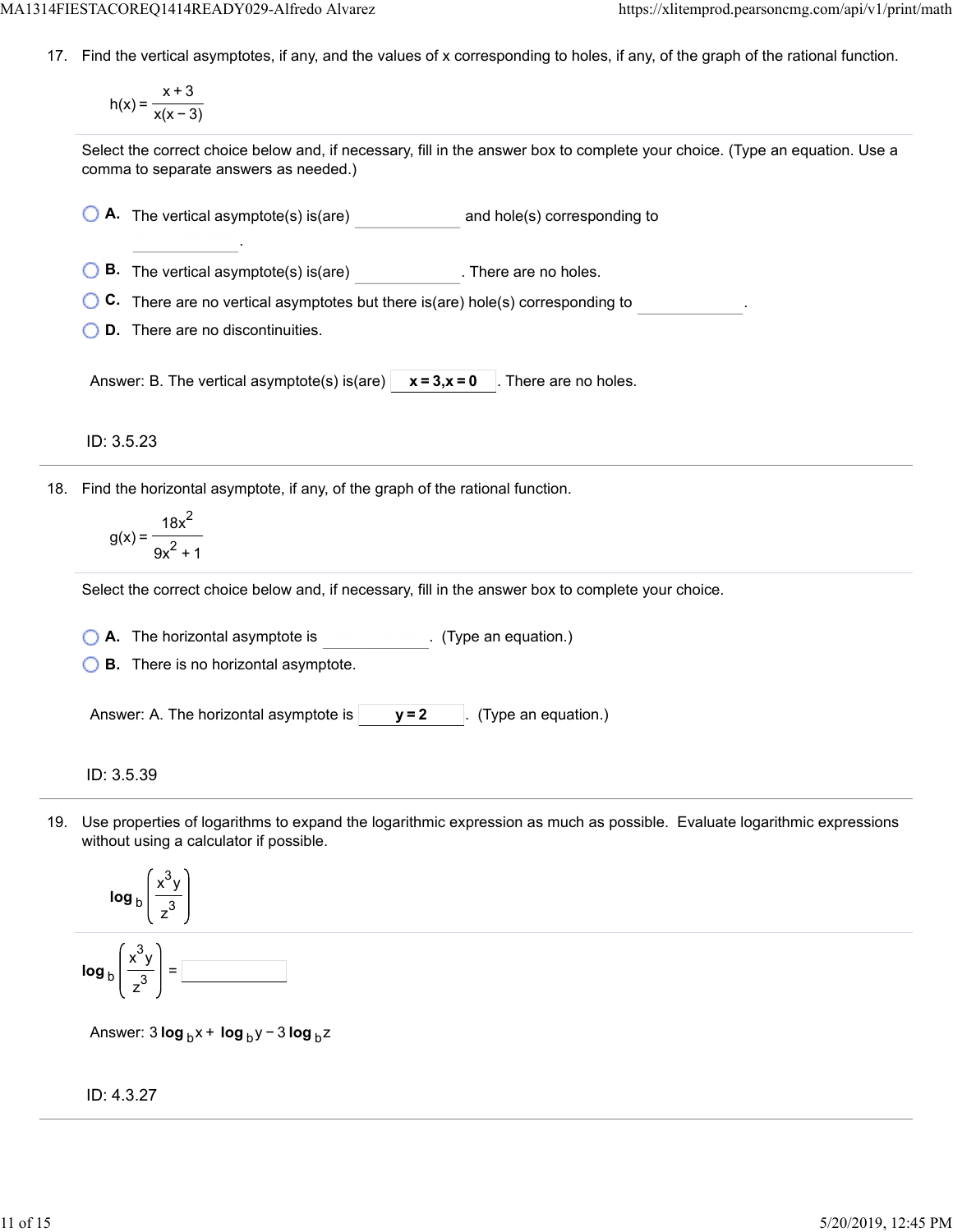17. Find the vertical asymptotes, if any, and the values of x corresponding to holes, if any, of the graph of the rational function.

$$h(x) = \frac{x+3}{x(x-3)}$$

Select the correct choice below and, if necessary, fill in the answer box to complete your choice. (Type an equation. Use a comma to separate answers as needed.)

- **A.** The vertical asymptote(s) is(are) ______ and hole(s) corresponding to ______.
- **B.** The vertical asymptote(s) is(are) ______. There are no holes.
- **C.** There are no vertical asymptotes but there is(are) hole(s) corresponding to ______.
- **D.** There are no discontinuities.

Answer: B. The vertical asymptote(s) is(are) **$x = 3, x = 0$**. There are no holes.

ID: 3.5.23

---

18. Find the horizontal asymptote, if any, of the graph of the rational function.

$$g(x) = \frac{18x^2}{9x^2 + 1}$$

Select the correct choice below and, if necessary, fill in the answer box to complete your choice.

- **A.** The horizontal asymptote is ______. (Type an equation.)
- **B.** There is no horizontal asymptote.

Answer: A. The horizontal asymptote is **$y = 2$**. (Type an equation.)

ID: 3.5.39

---

19. Use properties of logarithms to expand the logarithmic expression as much as possible. Evaluate logarithmic expressions without using a calculator if possible.

$$\log_b \left( \frac{x^3 y}{z^3} \right)$$

$$\log_b \left( \frac{x^3 y}{z^3} \right) = \underline{\qquad}$$

Answer: $3 \log_b x + \log_b y - 3 \log_b z$

ID: 4.3.27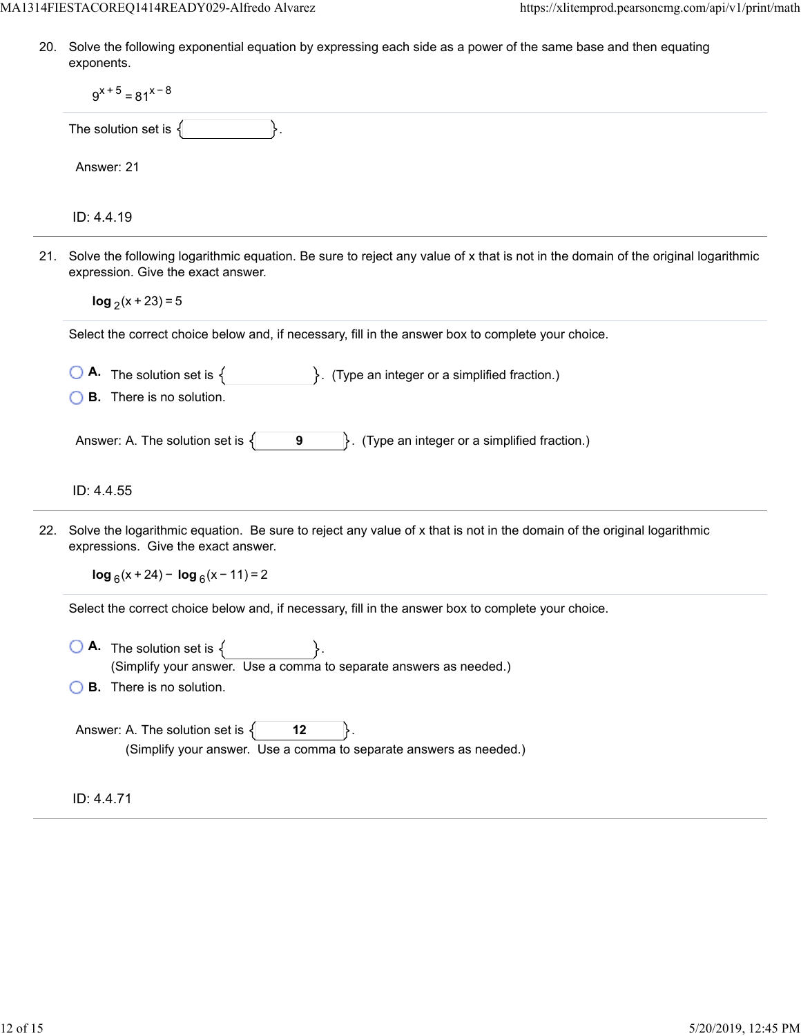20. Solve the following exponential equation by expressing each side as a power of the same base and then equating exponents.

$$9^{x+5} = 81^{x-8}$$

The solution set is { }.

Answer: 21

ID: 4.4.19

---

21. Solve the following logarithmic equation. Be sure to reject any value of x that is not in the domain of the original logarithmic expression. Give the exact answer.

$$\log_2(x+23) = 5$$

Select the correct choice below and, if necessary, fill in the answer box to complete your choice.

- **A.** The solution set is { }. (Type an integer or a simplified fraction.)
- **B.** There is no solution.

Answer: A. The solution set is { **9** }. (Type an integer or a simplified fraction.)

ID: 4.4.55

---

22. Solve the logarithmic equation. Be sure to reject any value of x that is not in the domain of the original logarithmic expressions. Give the exact answer.

$$\log_6(x+24) - \log_6(x-11) = 2$$

Select the correct choice below and, if necessary, fill in the answer box to complete your choice.

- **A.** The solution set is { }.
  (Simplify your answer. Use a comma to separate answers as needed.)
- **B.** There is no solution.

Answer: A. The solution set is { **12** }.
(Simplify your answer. Use a comma to separate answers as needed.)

ID: 4.4.71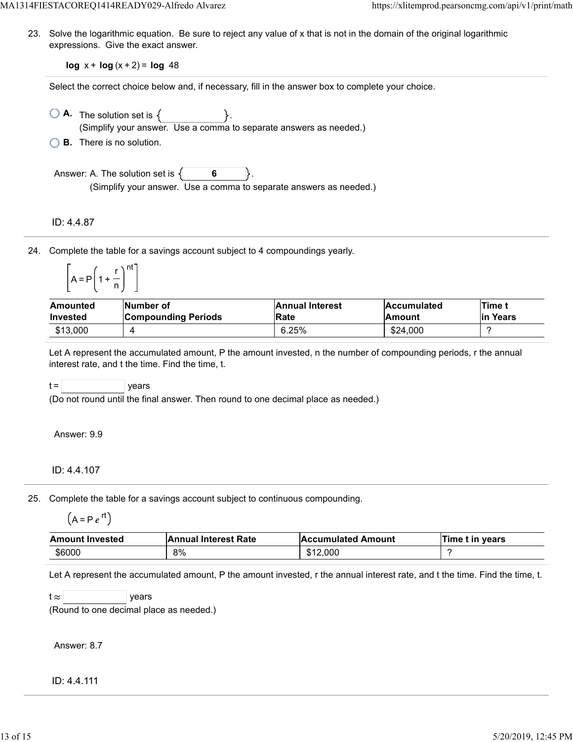23. Solve the logarithmic equation. Be sure to reject any value of x that is not in the domain of the original logarithmic expressions. Give the exact answer.

$$\log x + \log(x+2) = \log 48$$

Select the correct choice below and, if necessary, fill in the answer box to complete your choice.

- **A.** The solution set is { }.
  (Simplify your answer. Use a comma to separate answers as needed.)
- **B.** There is no solution.

Answer: A. The solution set is { **6** }.
(Simplify your answer. Use a comma to separate answers as needed.)

ID: 4.4.87

24. Complete the table for a savings account subject to 4 compoundings yearly.

$$\left[A = P\left(1 + \frac{r}{n}\right)^{nt}\right]$$

| Amounted Invested | Number of Compounding Periods | Annual Interest Rate | Accumulated Amount | Time t in Years |
|---|---|---|---|---|
| $13,000 | 4 | 6.25% | $24,000 | ? |

Let A represent the accumulated amount, P the amount invested, n the number of compounding periods, r the annual interest rate, and t the time. Find the time, t.

t = years
(Do not round until the final answer. Then round to one decimal place as needed.)

Answer: 9.9

ID: 4.4.107

25. Complete the table for a savings account subject to continuous compounding.

$$\left(A = Pe^{rt}\right)$$

| Amount Invested | Annual Interest Rate | Accumulated Amount | Time t in years |
|---|---|---|---|
| $6000 | 8% | $12,000 | ? |

Let A represent the accumulated amount, P the amount invested, r the annual interest rate, and t the time. Find the time, t.

$t \approx$ years
(Round to one decimal place as needed.)

Answer: 8.7

ID: 4.4.111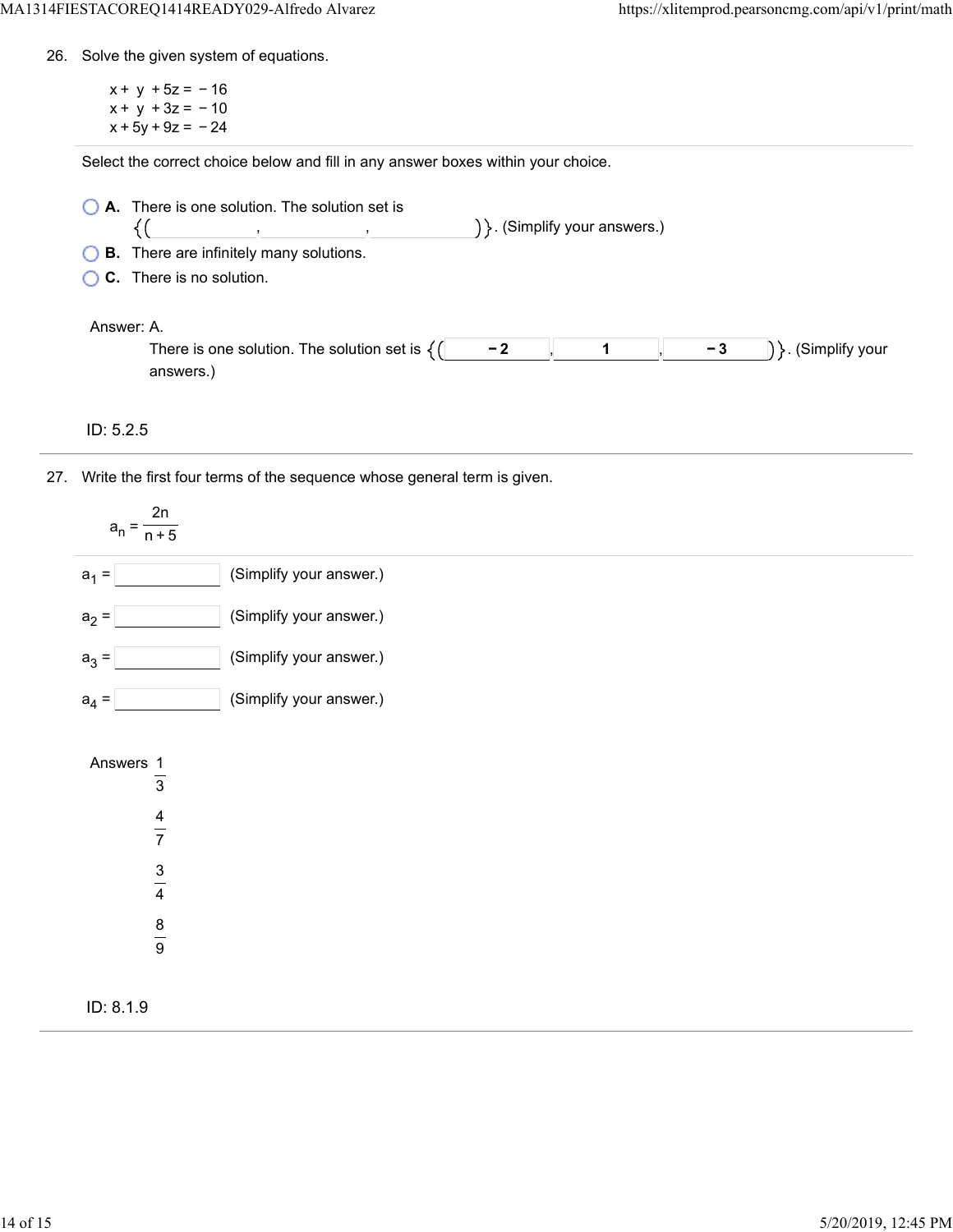26. Solve the given system of equations.

$$
\begin{aligned}
x + y + 5z &= -16 \\
x + y + 3z &= -10 \\
x + 5y + 9z &= -24
\end{aligned}
$$

Select the correct choice below and fill in any answer boxes within your choice.

- **A.** There is one solution. The solution set is $\{(\_\_\_\_, \_\_\_\_, \_\_\_\_)\}$. (Simplify your answers.)
- **B.** There are infinitely many solutions.
- **C.** There is no solution.

Answer: A.

There is one solution. The solution set is $\{(-2, 1, -3)\}$. (Simplify your answers.)

ID: 5.2.5

---

27. Write the first four terms of the sequence whose general term is given.

$$a_n = \frac{2n}{n+5}$$

$a_1 =$ ____ (Simplify your answer.)

$a_2 =$ ____ (Simplify your answer.)

$a_3 =$ ____ (Simplify your answer.)

$a_4 =$ ____ (Simplify your answer.)

Answers $\frac{1}{3}$

$\frac{4}{7}$

$\frac{3}{4}$

$\frac{8}{9}$

ID: 8.1.9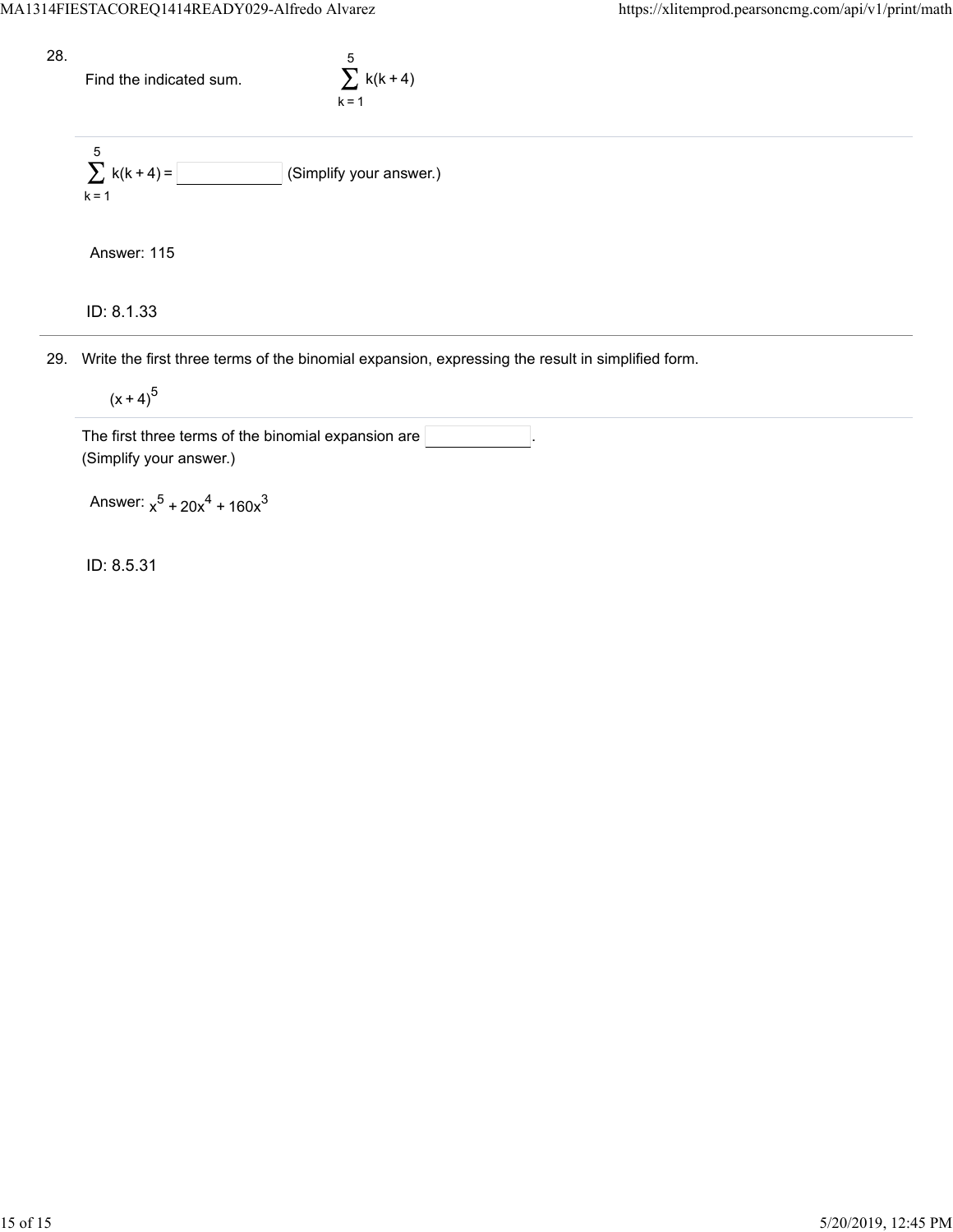28. Find the indicated sum. $\sum_{k=1}^{5} k(k+4)$

$\sum_{k=1}^{5} k(k+4) =$ ______ (Simplify your answer.)

Answer: 115

ID: 8.1.33

---

29. Write the first three terms of the binomial expansion, expressing the result in simplified form.

$(x+4)^5$

The first three terms of the binomial expansion are ______.
(Simplify your answer.)

Answer: $x^5 + 20x^4 + 160x^3$

ID: 8.5.31